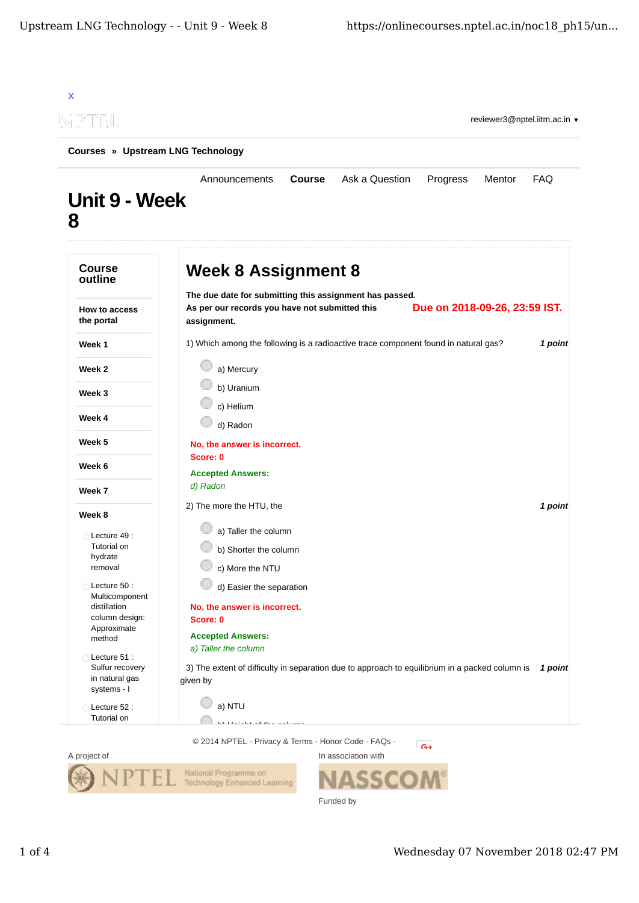X

reviewer3@nptel.iitm.ac.in ▾

**Courses** » **Upstream LNG Technology**

Announcements **Course** Ask a Question Progress Mentor FAQ

# Unit 9 - Week 8

**Course outline**

**How to access the portal**

**Week 1**

**Week 2**

**Week 3**

**Week 4**

**Week 5**

**Week 6**

**Week 7**

**Week 8**

- Lecture 49 : Tutorial on hydrate removal
- Lecture 50 : Multicomponent distillation column design: Approximate method
- Lecture 51 : Sulfur recovery in natural gas systems - I
- Lecture 52 : Tutorial on

## Week 8 Assignment 8

**The due date for submitting this assignment has passed.**
**As per our records you have not submitted this assignment.**

**Due on 2018-09-26, 23:59 IST.**

1) Which among the following is a radioactive trace component found in natural gas? ***1 point***

- a) Mercury
- b) Uranium
- c) Helium
- d) Radon

**No, the answer is incorrect.**
**Score: 0**

**Accepted Answers:**
*d) Radon*

2) The more the HTU, the ***1 point***

- a) Taller the column
- b) Shorter the column
- c) More the NTU
- d) Easier the separation

**No, the answer is incorrect.**
**Score: 0**

**Accepted Answers:**
*a) Taller the column*

3) The extent of difficulty in separation due to approach to equilibrium in a packed column is given by ***1 point***

- a) NTU
- b) Height of the column

© 2014 NPTEL - Privacy & Terms - Honor Code - FAQs -

A project of

In association with

Funded by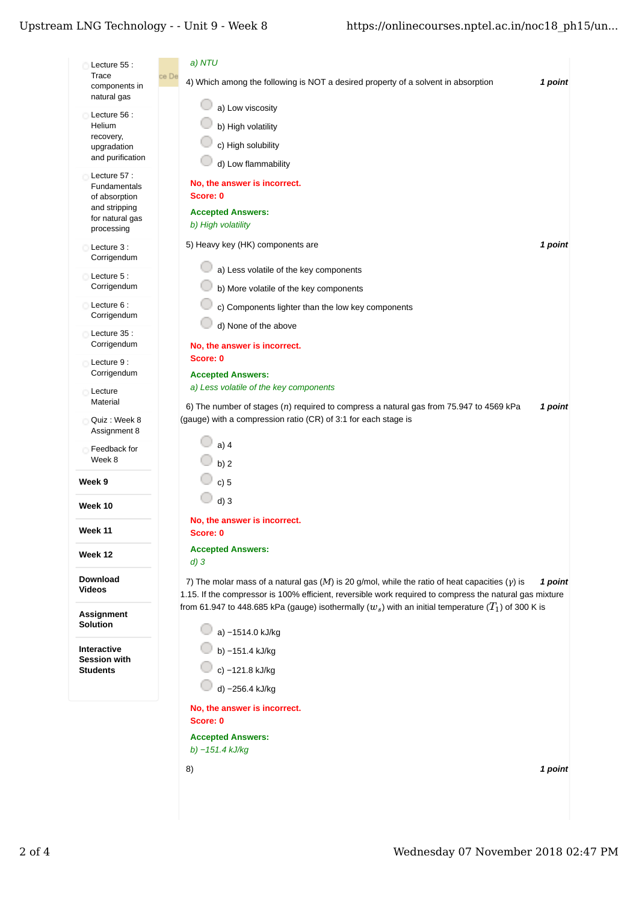- Lecture 55 : Trace components in natural gas
- Lecture 56 : Helium recovery, upgradation and purification
- Lecture 57 : Fundamentals of absorption and stripping for natural gas processing
- Lecture 3 : Corrigendum
- Lecture 5 : Corrigendum
- Lecture 6 : Corrigendum
- Lecture 35 : Corrigendum
- Lecture 9 : Corrigendum
- Lecture Material
- Quiz : Week 8 Assignment 8
- Feedback for Week 8

**Week 9**

**Week 10**

**Week 11**

**Week 12**

**Download Videos**

**Assignment Solution**

**Interactive Session with Students**

*a) NTU*

4) Which among the following is NOT a desired property of a solvent in absorption — ***1 point***

- a) Low viscosity
- b) High volatility
- c) High solubility
- d) Low flammability

**No, the answer is incorrect.**
**Score: 0**

**Accepted Answers:**
*b) High volatility*

5) Heavy key (HK) components are — ***1 point***

- a) Less volatile of the key components
- b) More volatile of the key components
- c) Components lighter than the low key components
- d) None of the above

**No, the answer is incorrect.**
**Score: 0**

**Accepted Answers:**
*a) Less volatile of the key components*

6) The number of stages ($n$) required to compress a natural gas from 75.947 to 4569 kPa (gauge) with a compression ratio (CR) of 3:1 for each stage is — ***1 point***

- a) 4
- b) 2
- c) 5
- d) 3

**No, the answer is incorrect.**
**Score: 0**

**Accepted Answers:**
*d) 3*

7) The molar mass of a natural gas ($M$) is 20 g/mol, while the ratio of heat capacities ($\gamma$) is 1.15. If the compressor is 100% efficient, reversible work required to compress the natural gas mixture from 61.947 to 448.685 kPa (gauge) isothermally ($w_s$) with an initial temperature ($T_1$) of 300 K is — ***1 point***

- a) −1514.0 kJ/kg
- b) −151.4 kJ/kg
- c) −121.8 kJ/kg
- d) −256.4 kJ/kg

**No, the answer is incorrect.**
**Score: 0**

**Accepted Answers:**
*b) −151.4 kJ/kg*

8) — ***1 point***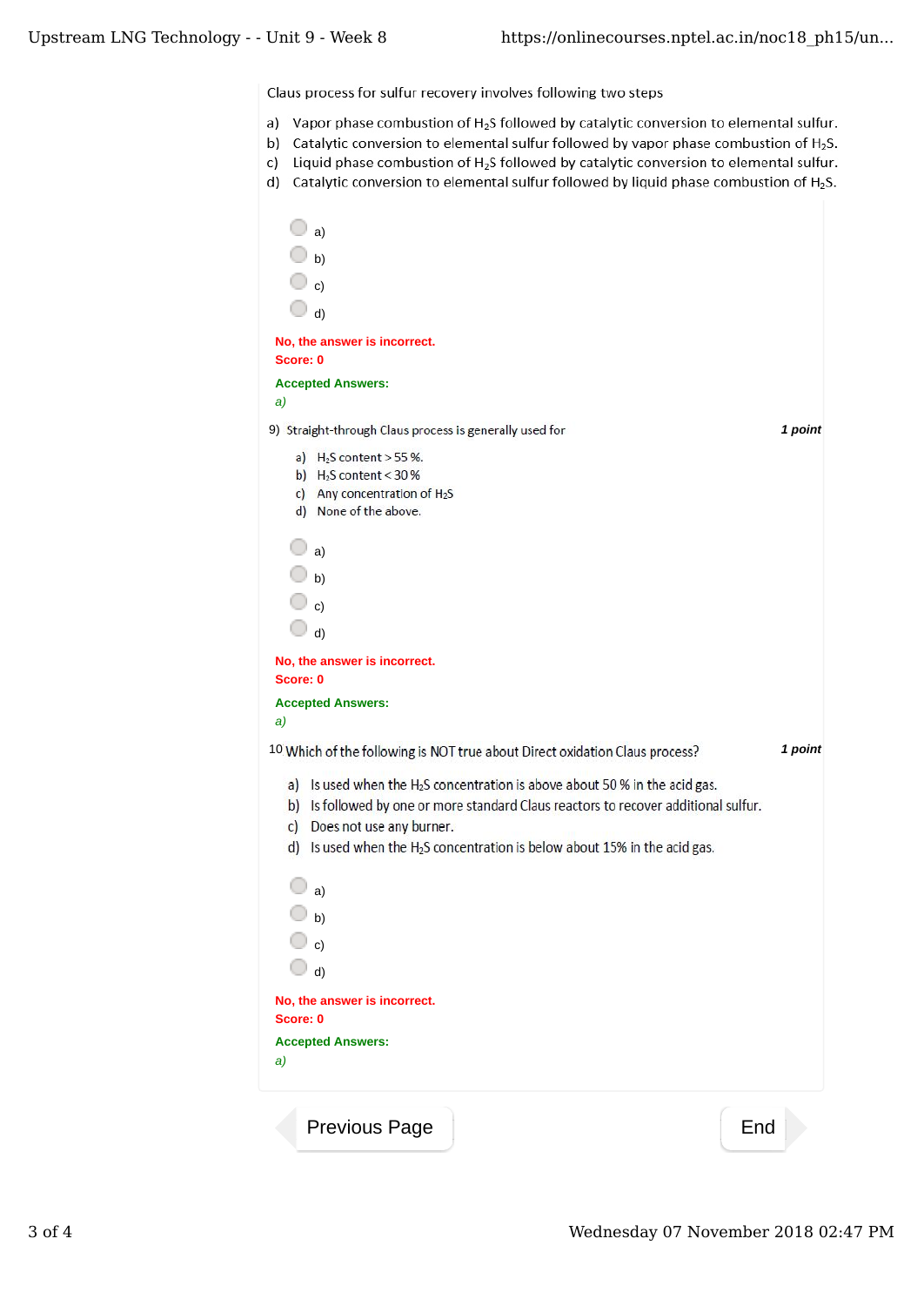Claus process for sulfur recovery involves following two steps

a) Vapor phase combustion of $H_2S$ followed by catalytic conversion to elemental sulfur.
b) Catalytic conversion to elemental sulfur followed by vapor phase combustion of $H_2S$.
c) Liquid phase combustion of $H_2S$ followed by catalytic conversion to elemental sulfur.
d) Catalytic conversion to elemental sulfur followed by liquid phase combustion of $H_2S$.

- a)
- b)
- c)
- d)

**No, the answer is incorrect.**
**Score: 0**

**Accepted Answers:**
*a)*

9) Straight-through Claus process is generally used for *1 point*

a) $H_2S$ content > 55 %.
b) $H_2S$ content < 30 %
c) Any concentration of $H_2S$
d) None of the above.

- a)
- b)
- c)
- d)

**No, the answer is incorrect.**
**Score: 0**

**Accepted Answers:**
*a)*

10 Which of the following is NOT true about Direct oxidation Claus process? *1 point*

a) Is used when the $H_2S$ concentration is above about 50 % in the acid gas.
b) Is followed by one or more standard Claus reactors to recover additional sulfur.
c) Does not use any burner.
d) Is used when the $H_2S$ concentration is below about 15% in the acid gas.

- a)
- b)
- c)
- d)

**No, the answer is incorrect.**
**Score: 0**

**Accepted Answers:**
*a)*

Previous Page | End